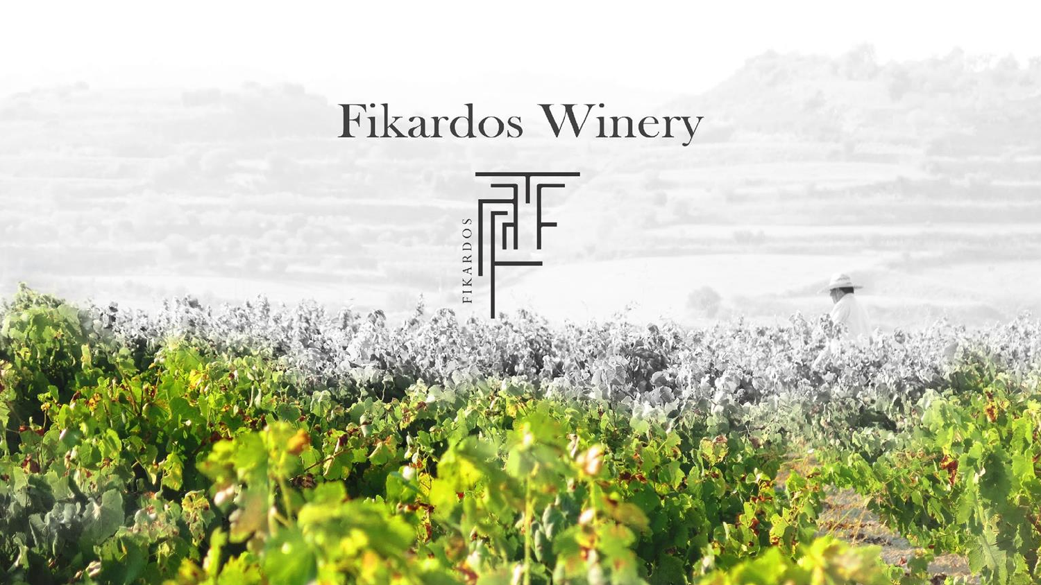# Fikardos Winery

FIKARDOS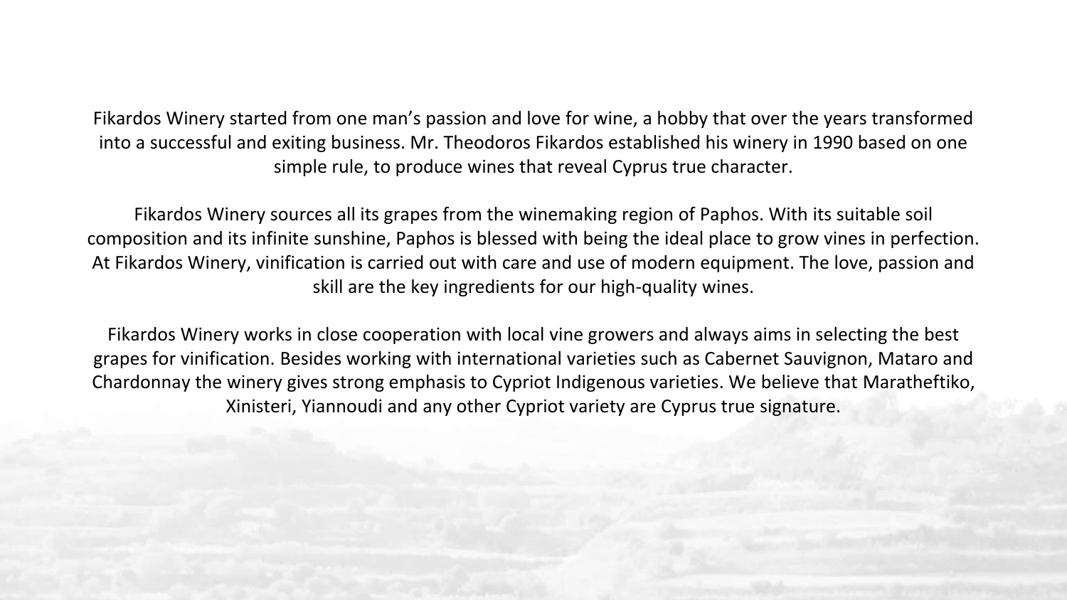Fikardos Winery started from one man’s passion and love for wine, a hobby that over the years transformed into a successful and exiting business. Mr. Theodoros Fikardos established his winery in 1990 based on one simple rule, to produce wines that reveal Cyprus true character.

Fikardos Winery sources all its grapes from the winemaking region of Paphos. With its suitable soil composition and its infinite sunshine, Paphos is blessed with being the ideal place to grow vines in perfection. At Fikardos Winery, vinification is carried out with care and use of modern equipment. The love, passion and skill are the key ingredients for our high-quality wines.

Fikardos Winery works in close cooperation with local vine growers and always aims in selecting the best grapes for vinification. Besides working with international varieties such as Cabernet Sauvignon, Mataro and Chardonnay the winery gives strong emphasis to Cypriot Indigenous varieties. We believe that Maratheftiko, Xinisteri, Yiannoudi and any other Cypriot variety are Cyprus true signature.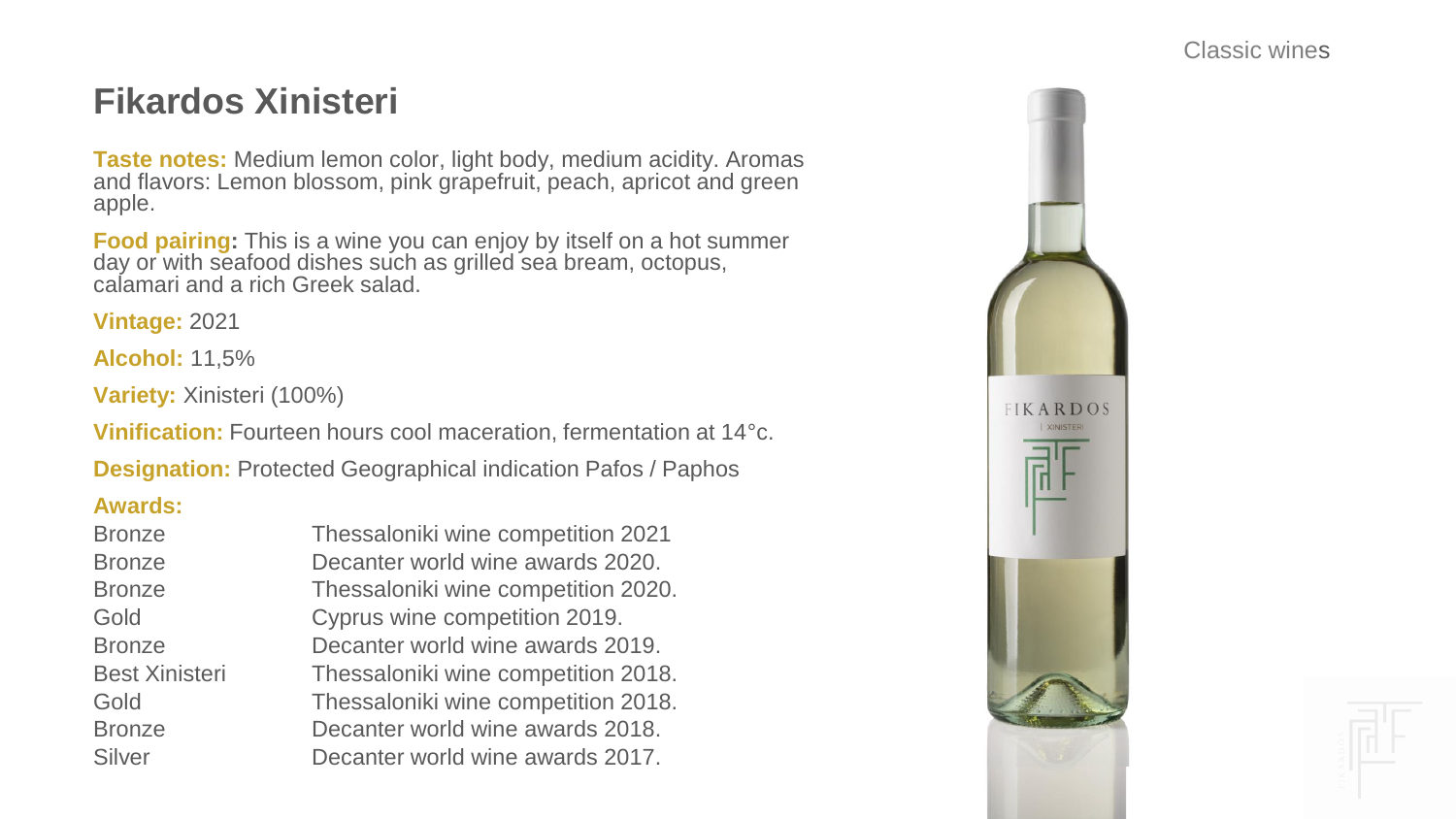# Fikardos Xinisteri

**Taste notes:** Medium lemon color, light body, medium acidity. Aromas and flavors: Lemon blossom, pink grapefruit, peach, apricot and green apple.

**Food pairing:** This is a wine you can enjoy by itself on a hot summer day or with seafood dishes such as grilled sea bream, octopus, calamari and a rich Greek salad.

**Vintage:** 2021

**Alcohol:** 11,5%

**Variety:** Xinisteri (100%)

**Vinification:** Fourteen hours cool maceration, fermentation at 14°c.

**Designation:** Protected Geographical indication Pafos / Paphos

**Awards:**

| | |
|---|---|
| Bronze | Thessaloniki wine competition 2021 |
| Bronze | Decanter world wine awards 2020. |
| Bronze | Thessaloniki wine competition 2020. |
| Gold | Cyprus wine competition 2019. |
| Bronze | Decanter world wine awards 2019. |
| Best Xinisteri | Thessaloniki wine competition 2018. |
| Gold | Thessaloniki wine competition 2018. |
| Bronze | Decanter world wine awards 2018. |
| Silver | Decanter world wine awards 2017. |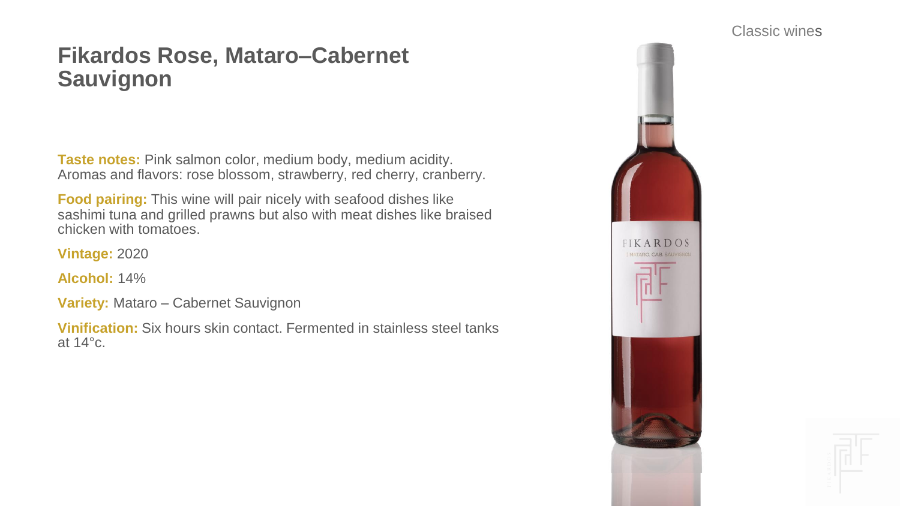# Fikardos Rose, Mataro–Cabernet Sauvignon

**Taste notes:** Pink salmon color, medium body, medium acidity. Aromas and flavors: rose blossom, strawberry, red cherry, cranberry.

**Food pairing:** This wine will pair nicely with seafood dishes like sashimi tuna and grilled prawns but also with meat dishes like braised chicken with tomatoes.

**Vintage:** 2020

**Alcohol:** 14%

**Variety:** Mataro – Cabernet Sauvignon

**Vinification:** Six hours skin contact. Fermented in stainless steel tanks at 14°c.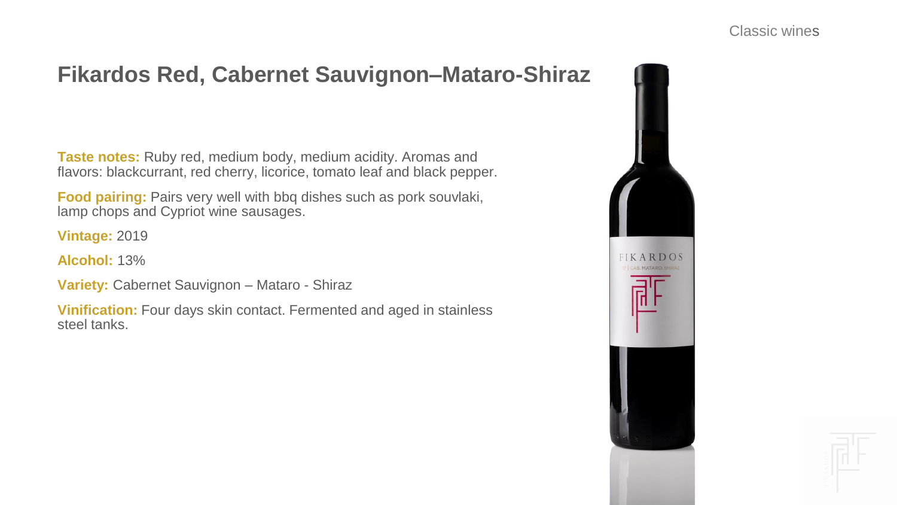# Fikardos Red, Cabernet Sauvignon–Mataro-Shiraz

**Taste notes:** Ruby red, medium body, medium acidity. Aromas and flavors: blackcurrant, red cherry, licorice, tomato leaf and black pepper.

**Food pairing:** Pairs very well with bbq dishes such as pork souvlaki, lamp chops and Cypriot wine sausages.

**Vintage:** 2019

**Alcohol:** 13%

**Variety:** Cabernet Sauvignon – Mataro - Shiraz

**Vinification:** Four days skin contact. Fermented and aged in stainless steel tanks.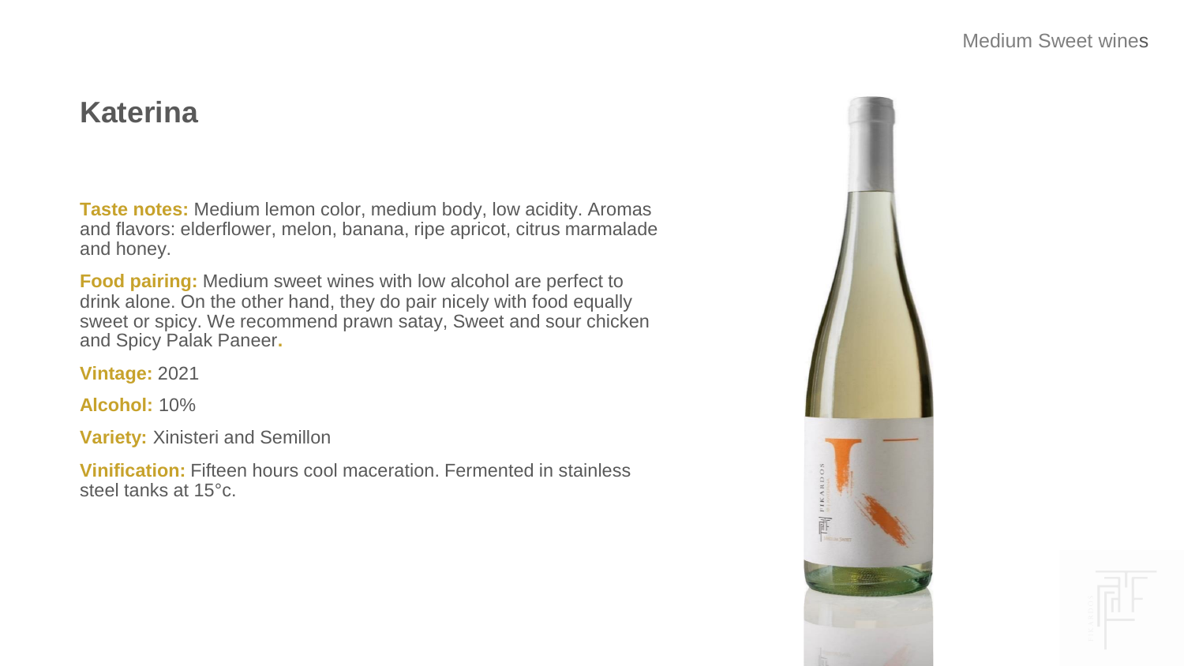Medium Sweet wines

# Katerina

**Taste notes:** Medium lemon color, medium body, low acidity. Aromas and flavors: elderflower, melon, banana, ripe apricot, citrus marmalade and honey.

**Food pairing:** Medium sweet wines with low alcohol are perfect to drink alone. On the other hand, they do pair nicely with food equally sweet or spicy. We recommend prawn satay, Sweet and sour chicken and Spicy Palak Paneer.

**Vintage:** 2021

**Alcohol:** 10%

**Variety:** Xinisteri and Semillon

**Vinification:** Fifteen hours cool maceration. Fermented in stainless steel tanks at 15°c.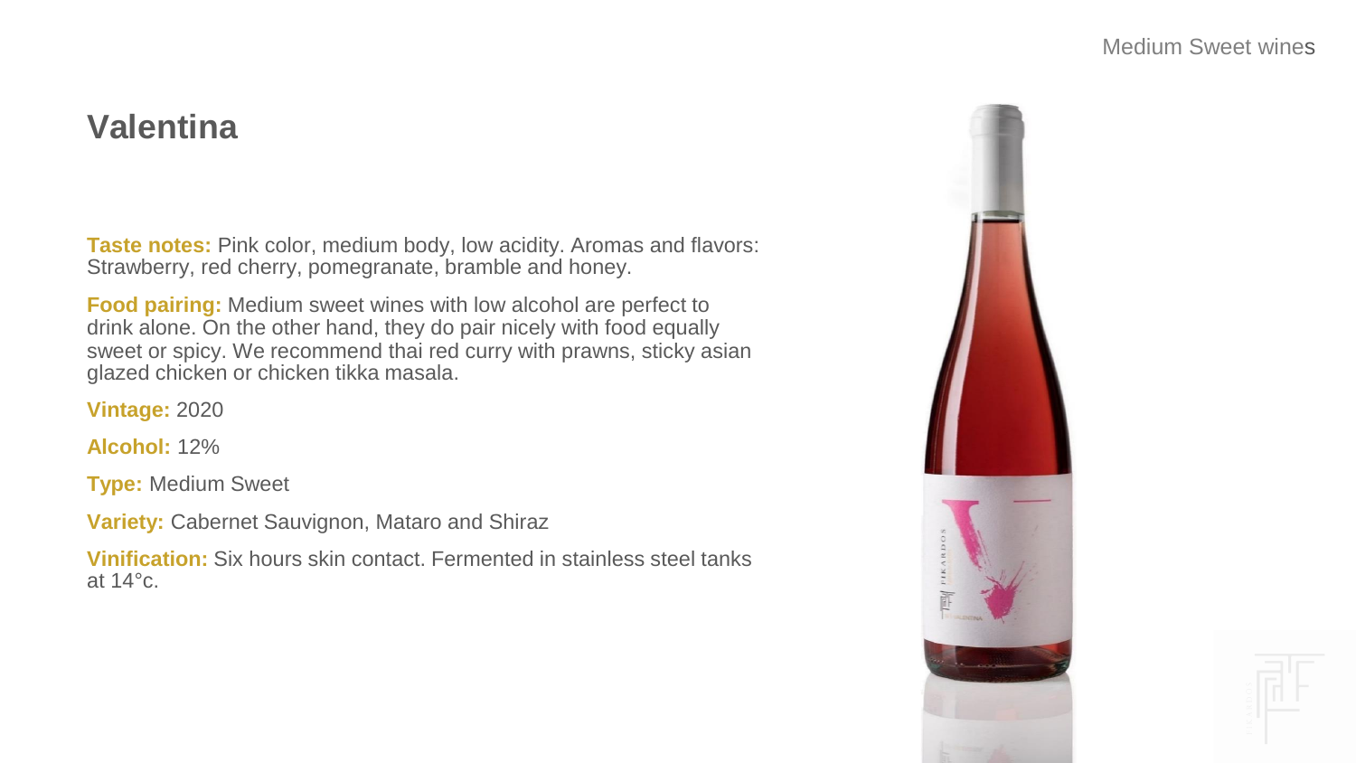Medium Sweet wines

# Valentina

**Taste notes:** Pink color, medium body, low acidity. Aromas and flavors: Strawberry, red cherry, pomegranate, bramble and honey.

**Food pairing:** Medium sweet wines with low alcohol are perfect to drink alone. On the other hand, they do pair nicely with food equally sweet or spicy. We recommend thai red curry with prawns, sticky asian glazed chicken or chicken tikka masala.

**Vintage:** 2020

**Alcohol:** 12%

**Type:** Medium Sweet

**Variety:** Cabernet Sauvignon, Mataro and Shiraz

**Vinification:** Six hours skin contact. Fermented in stainless steel tanks at 14°c.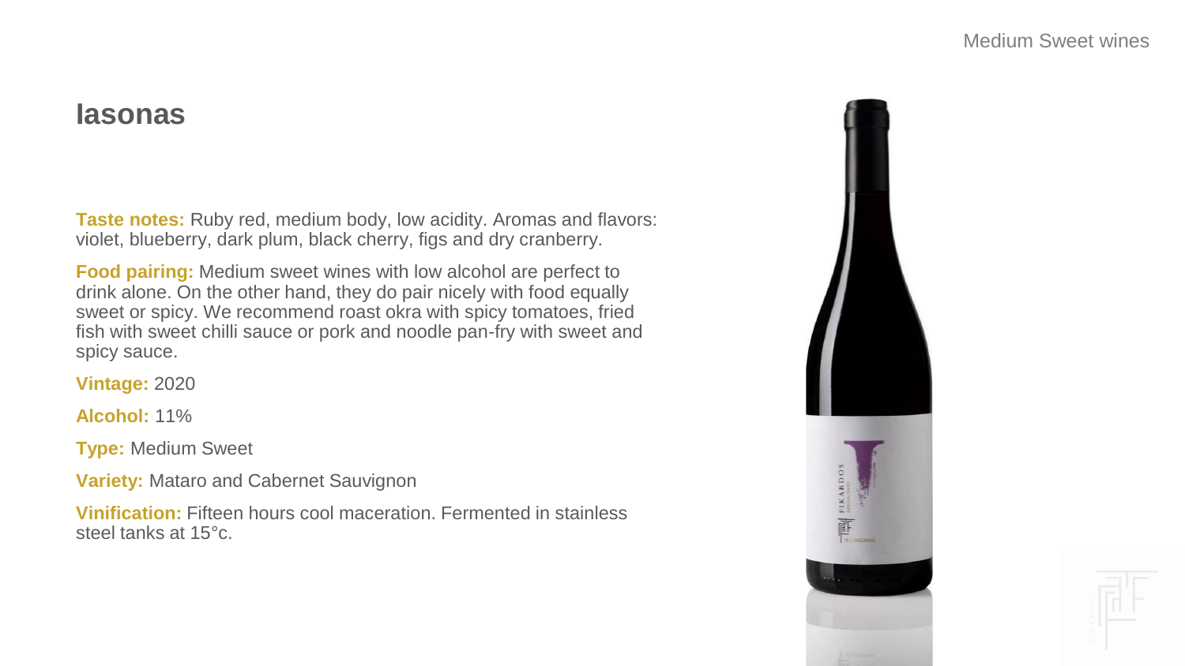## Iasonas

**Taste notes:** Ruby red, medium body, low acidity. Aromas and flavors: violet, blueberry, dark plum, black cherry, figs and dry cranberry.

**Food pairing:** Medium sweet wines with low alcohol are perfect to drink alone. On the other hand, they do pair nicely with food equally sweet or spicy. We recommend roast okra with spicy tomatoes, fried fish with sweet chilli sauce or pork and noodle pan-fry with sweet and spicy sauce.

**Vintage:** 2020

**Alcohol:** 11%

**Type:** Medium Sweet

**Variety:** Mataro and Cabernet Sauvignon

**Vinification:** Fifteen hours cool maceration. Fermented in stainless steel tanks at 15°c.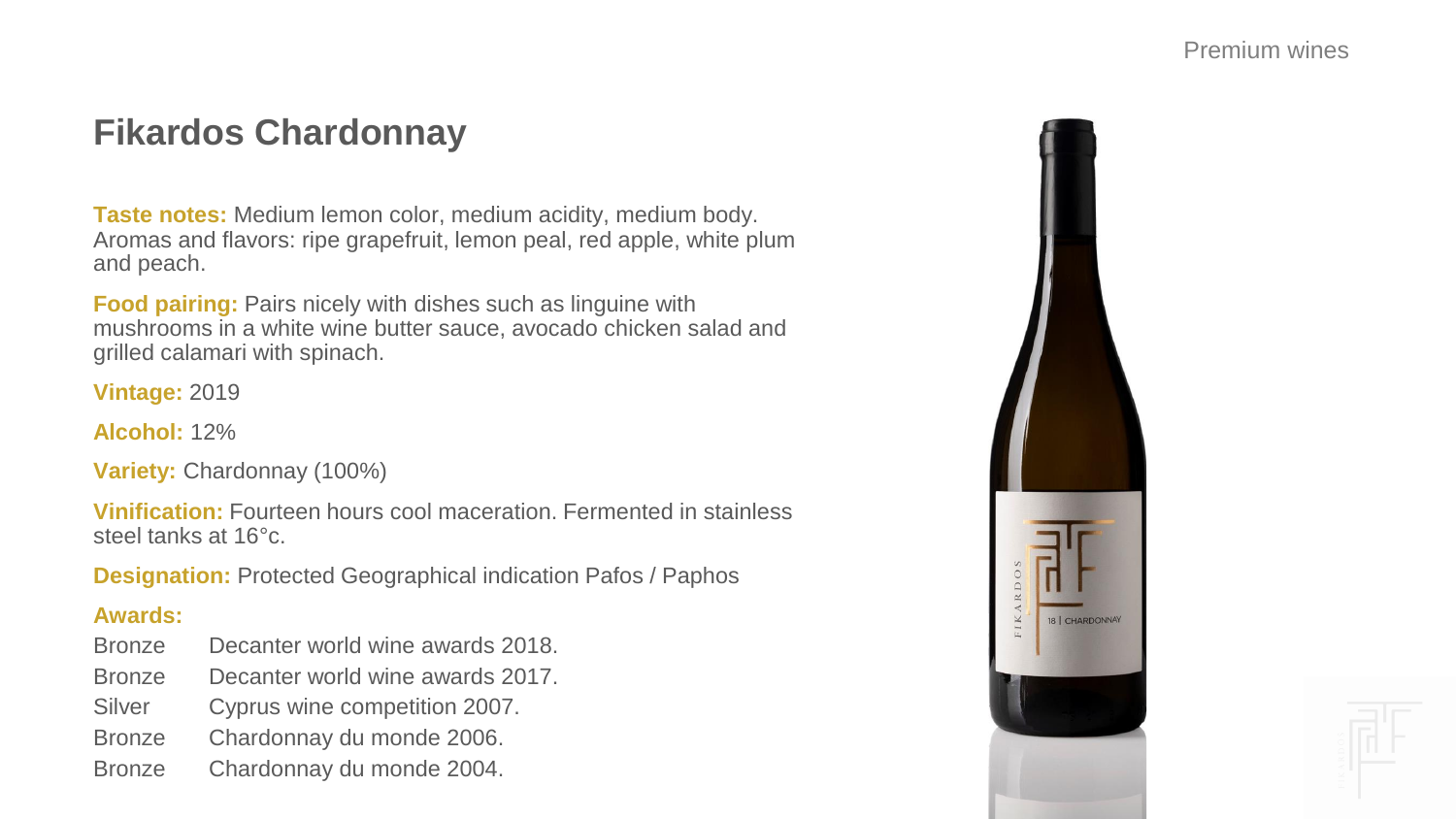# Fikardos Chardonnay

**Taste notes:** Medium lemon color, medium acidity, medium body. Aromas and flavors: ripe grapefruit, lemon peal, red apple, white plum and peach.

**Food pairing:** Pairs nicely with dishes such as linguine with mushrooms in a white wine butter sauce, avocado chicken salad and grilled calamari with spinach.

**Vintage:** 2019

**Alcohol:** 12%

**Variety:** Chardonnay (100%)

**Vinification:** Fourteen hours cool maceration. Fermented in stainless steel tanks at 16°c.

**Designation:** Protected Geographical indication Pafos / Paphos

**Awards:**

| | |
|---|---|
| Bronze | Decanter world wine awards 2018. |
| Bronze | Decanter world wine awards 2017. |
| Silver | Cyprus wine competition 2007. |
| Bronze | Chardonnay du monde 2006. |
| Bronze | Chardonnay du monde 2004. |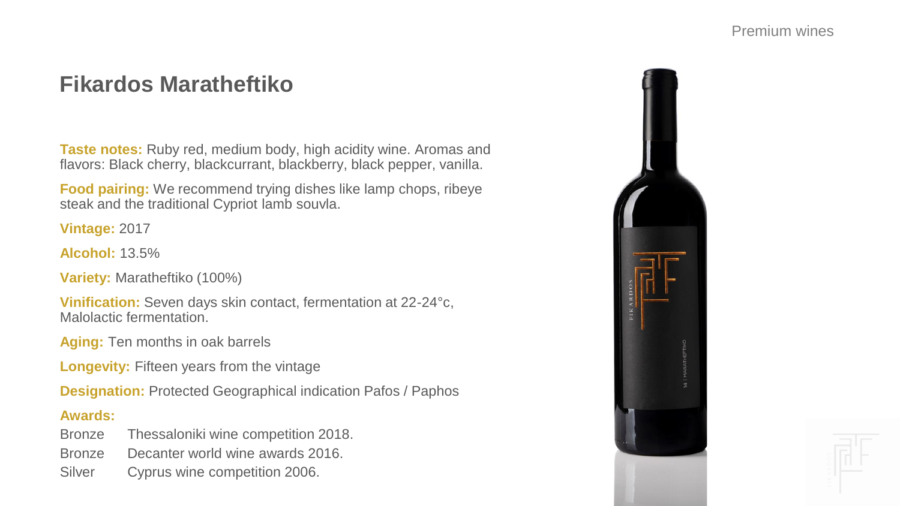# Fikardos Maratheftiko

**Taste notes:** Ruby red, medium body, high acidity wine. Aromas and flavors: Black cherry, blackcurrant, blackberry, black pepper, vanilla.

**Food pairing:** We recommend trying dishes like lamp chops, ribeye steak and the traditional Cypriot lamb souvla.

**Vintage:** 2017

**Alcohol:** 13.5%

**Variety:** Maratheftiko (100%)

**Vinification:** Seven days skin contact, fermentation at 22-24°c, Malolactic fermentation.

**Aging:** Ten months in oak barrels

**Longevity:** Fifteen years from the vintage

**Designation:** Protected Geographical indication Pafos / Paphos

**Awards:**

| | |
|---|---|
| Bronze | Thessaloniki wine competition 2018. |
| Bronze | Decanter world wine awards 2016. |
| Silver | Cyprus wine competition 2006. |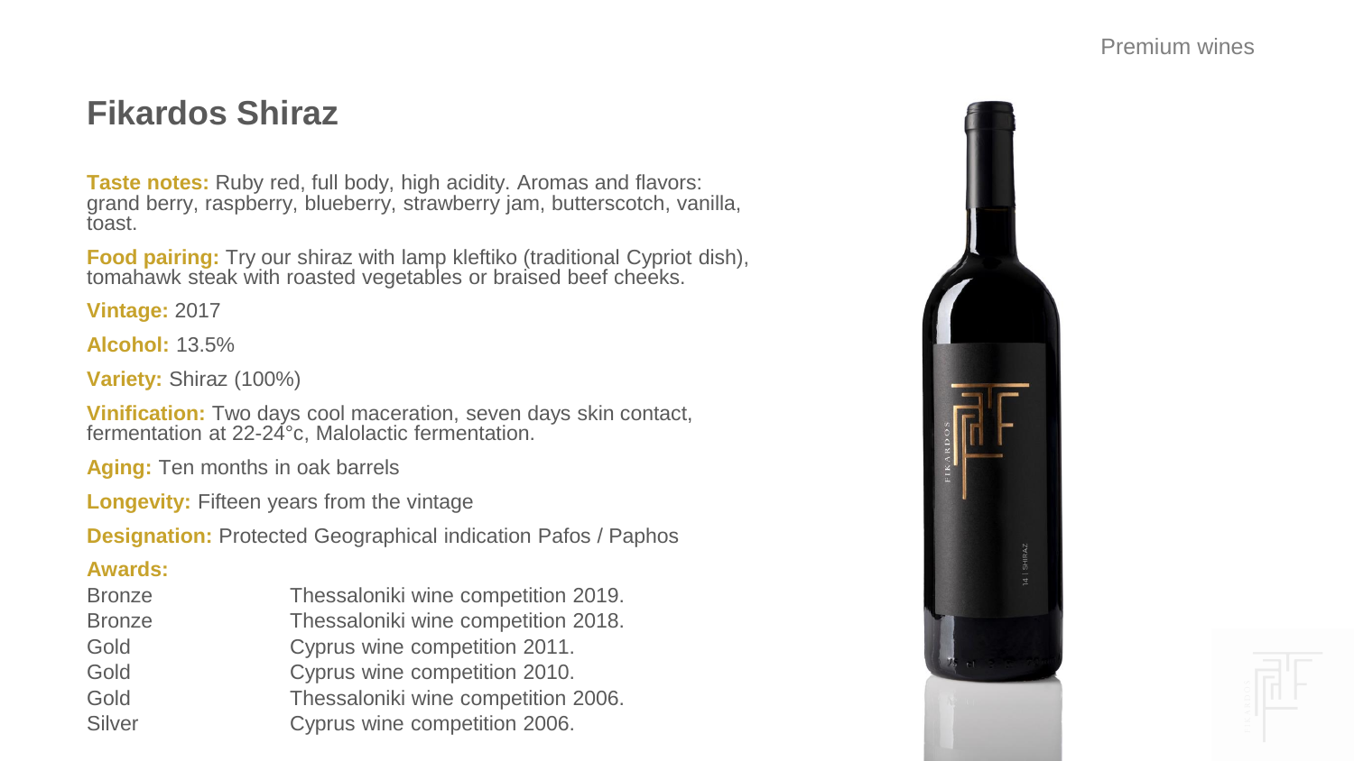# Fikardos Shiraz

**Taste notes:** Ruby red, full body, high acidity. Aromas and flavors: grand berry, raspberry, blueberry, strawberry jam, butterscotch, vanilla, toast.

**Food pairing:** Try our shiraz with lamp kleftiko (traditional Cypriot dish), tomahawk steak with roasted vegetables or braised beef cheeks.

**Vintage:** 2017

**Alcohol:** 13.5%

**Variety:** Shiraz (100%)

**Vinification:** Two days cool maceration, seven days skin contact, fermentation at 22-24°c, Malolactic fermentation.

**Aging:** Ten months in oak barrels

**Longevity:** Fifteen years from the vintage

**Designation:** Protected Geographical indication Pafos / Paphos

**Awards:**

| | |
|---|---|
| Bronze | Thessaloniki wine competition 2019. |
| Bronze | Thessaloniki wine competition 2018. |
| Gold | Cyprus wine competition 2011. |
| Gold | Cyprus wine competition 2010. |
| Gold | Thessaloniki wine competition 2006. |
| Silver | Cyprus wine competition 2006. |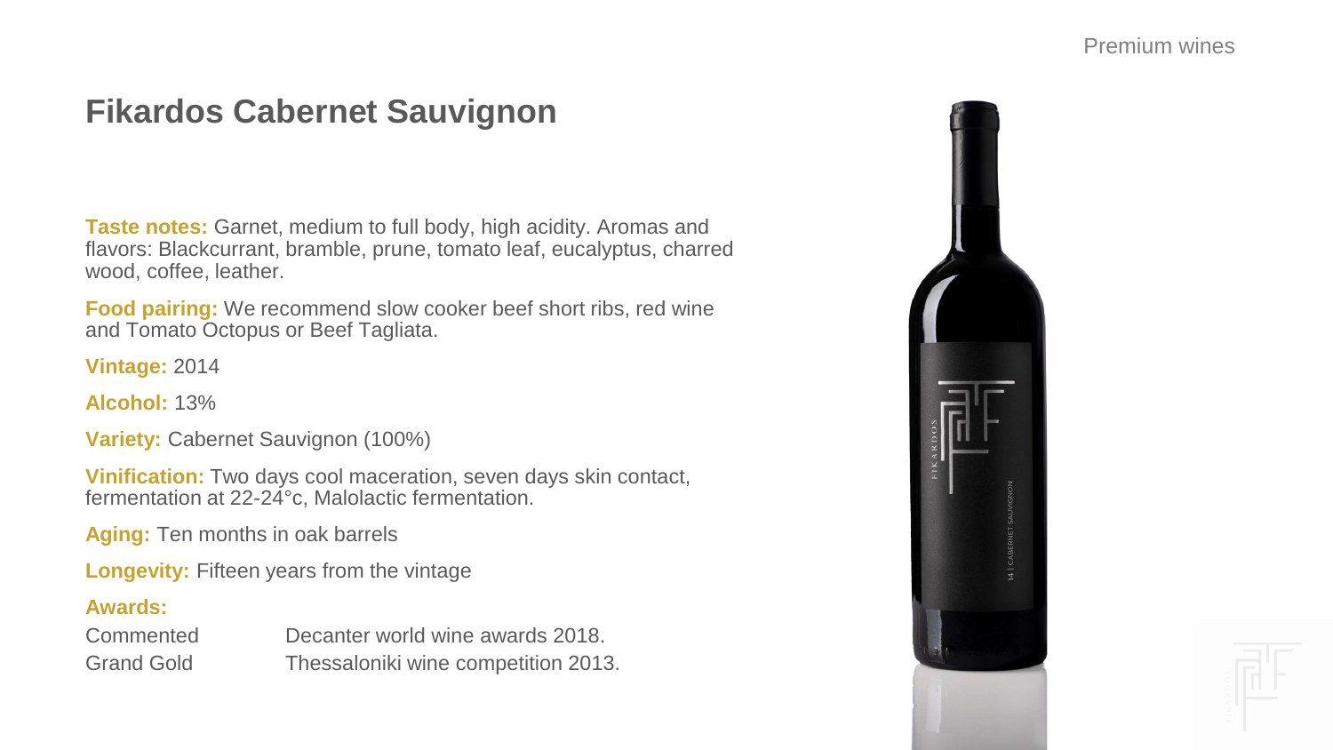# Fikardos Cabernet Sauvignon

**Taste notes:** Garnet, medium to full body, high acidity. Aromas and flavors: Blackcurrant, bramble, prune, tomato leaf, eucalyptus, charred wood, coffee, leather.

**Food pairing:** We recommend slow cooker beef short ribs, red wine and Tomato Octopus or Beef Tagliata.

**Vintage:** 2014

**Alcohol:** 13%

**Variety:** Cabernet Sauvignon (100%)

**Vinification:** Two days cool maceration, seven days skin contact, fermentation at 22-24°c, Malolactic fermentation.

**Aging:** Ten months in oak barrels

**Longevity:** Fifteen years from the vintage

**Awards:**

| | |
|---|---|
| Commented | Decanter world wine awards 2018. |
| Grand Gold | Thessaloniki wine competition 2013. |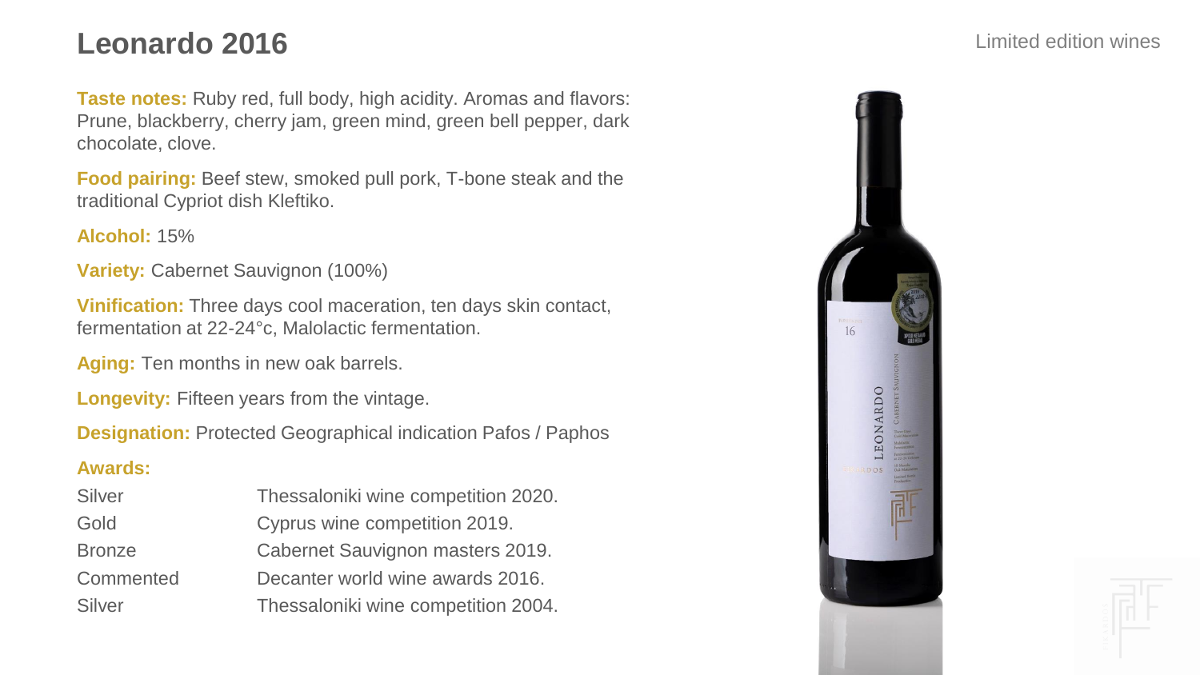# Leonardo 2016

Limited edition wines

**Taste notes:** Ruby red, full body, high acidity. Aromas and flavors: Prune, blackberry, cherry jam, green mind, green bell pepper, dark chocolate, clove.

**Food pairing:** Beef stew, smoked pull pork, T-bone steak and the traditional Cypriot dish Kleftiko.

**Alcohol:** 15%

**Variety:** Cabernet Sauvignon (100%)

**Vinification:** Three days cool maceration, ten days skin contact, fermentation at 22-24°c, Malolactic fermentation.

**Aging:** Ten months in new oak barrels.

**Longevity:** Fifteen years from the vintage.

**Designation:** Protected Geographical indication Pafos / Paphos

**Awards:**

| | |
|---|---|
| Silver | Thessaloniki wine competition 2020. |
| Gold | Cyprus wine competition 2019. |
| Bronze | Cabernet Sauvignon masters 2019. |
| Commented | Decanter world wine awards 2016. |
| Silver | Thessaloniki wine competition 2004. |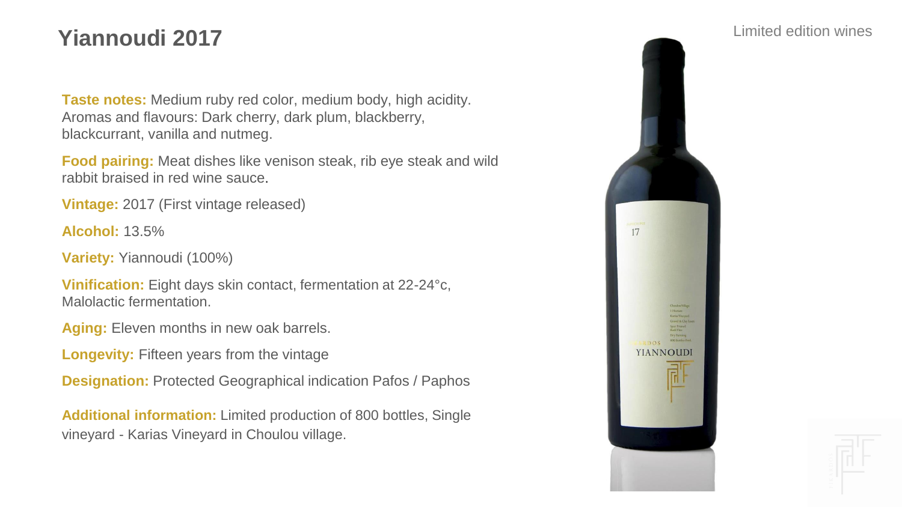# Yiannoudi 2017

Limited edition wines

**Taste notes:** Medium ruby red color, medium body, high acidity. Aromas and flavours: Dark cherry, dark plum, blackberry, blackcurrant, vanilla and nutmeg.

**Food pairing:** Meat dishes like venison steak, rib eye steak and wild rabbit braised in red wine sauce.

**Vintage:** 2017 (First vintage released)

**Alcohol:** 13.5%

**Variety:** Yiannoudi (100%)

**Vinification:** Eight days skin contact, fermentation at 22-24°c, Malolactic fermentation.

**Aging:** Eleven months in new oak barrels.

**Longevity:** Fifteen years from the vintage

**Designation:** Protected Geographical indication Pafos / Paphos

**Additional information:** Limited production of 800 bottles, Single vineyard - Karias Vineyard in Choulou village.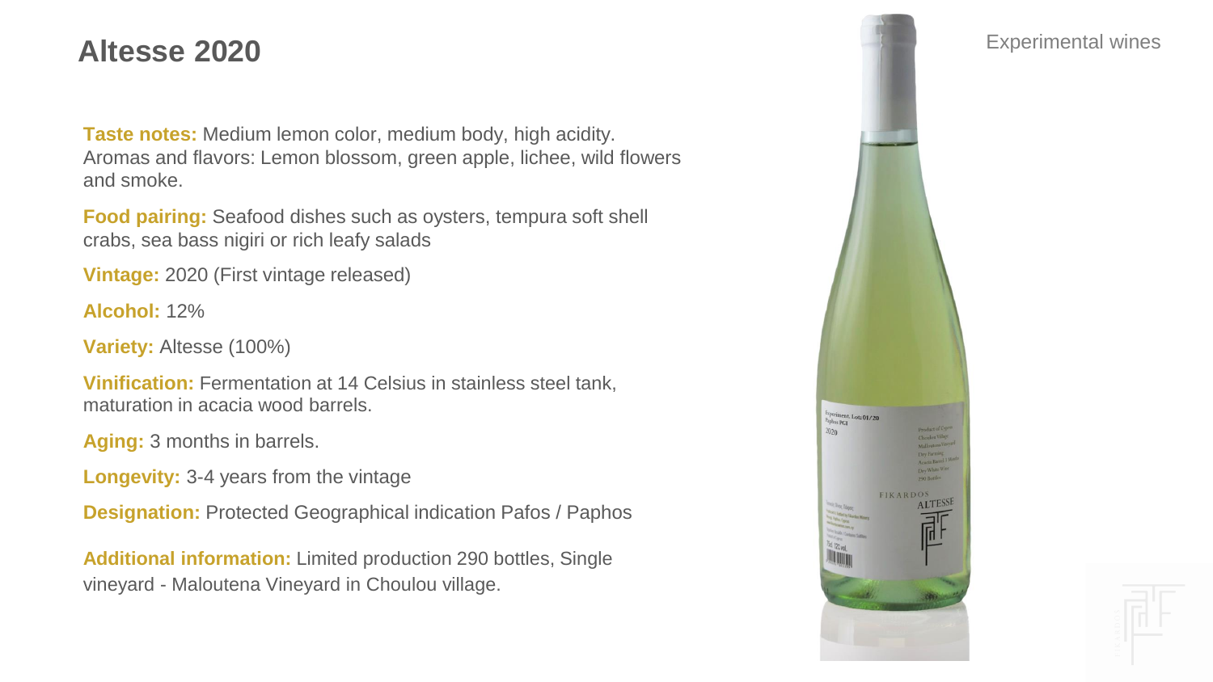# Altesse 2020

Experimental wines

**Taste notes:** Medium lemon color, medium body, high acidity. Aromas and flavors: Lemon blossom, green apple, lichee, wild flowers and smoke.

**Food pairing:** Seafood dishes such as oysters, tempura soft shell crabs, sea bass nigiri or rich leafy salads

**Vintage:** 2020 (First vintage released)

**Alcohol:** 12%

**Variety:** Altesse (100%)

**Vinification:** Fermentation at 14 Celsius in stainless steel tank, maturation in acacia wood barrels.

**Aging:** 3 months in barrels.

**Longevity:** 3-4 years from the vintage

**Designation:** Protected Geographical indication Pafos / Paphos

**Additional information:** Limited production 290 bottles, Single vineyard - Maloutena Vineyard in Choulou village.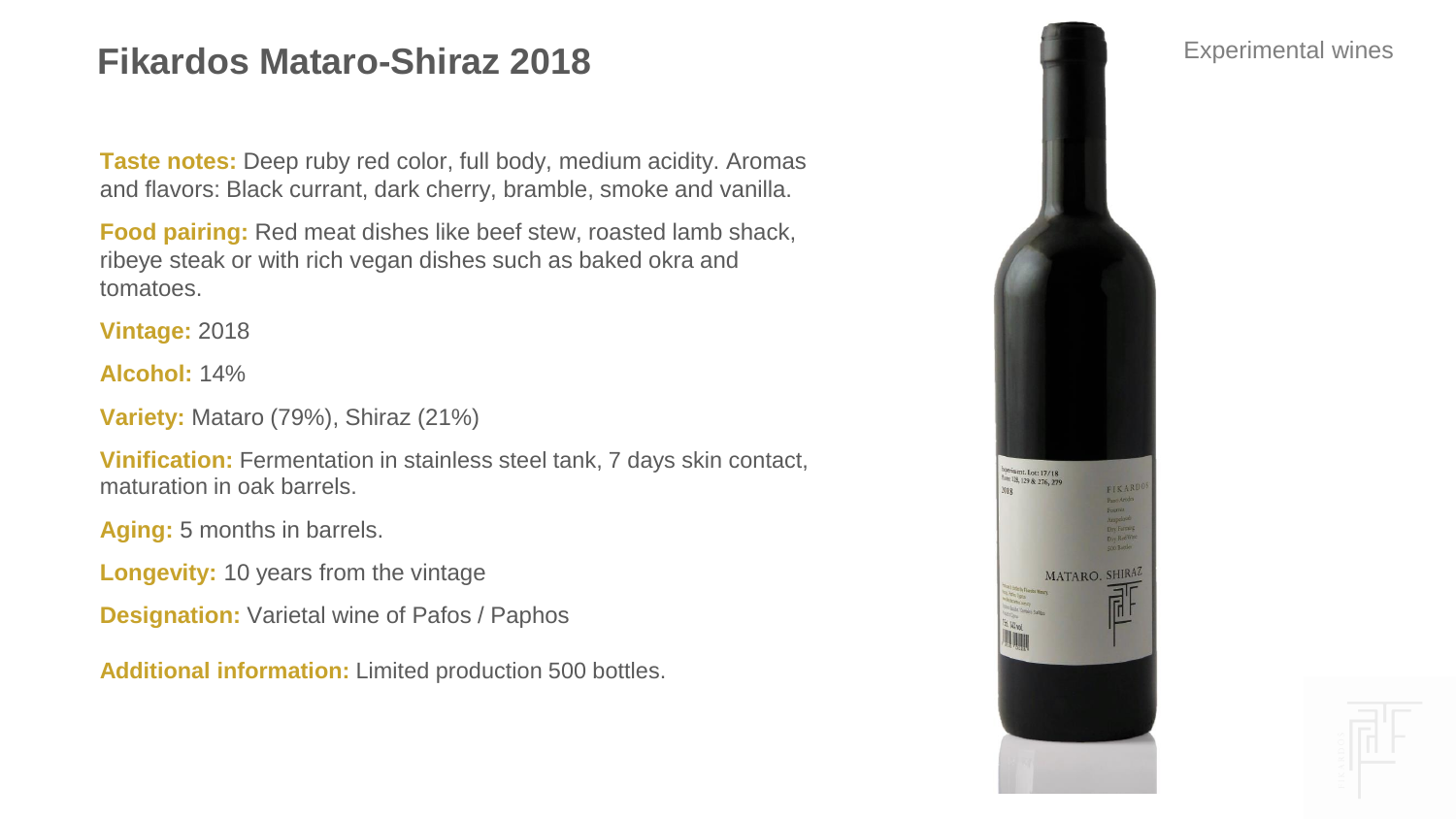# Fikardos Mataro-Shiraz 2018

Experimental wines

**Taste notes:** Deep ruby red color, full body, medium acidity. Aromas and flavors: Black currant, dark cherry, bramble, smoke and vanilla.

**Food pairing:** Red meat dishes like beef stew, roasted lamb shack, ribeye steak or with rich vegan dishes such as baked okra and tomatoes.

**Vintage:** 2018

**Alcohol:** 14%

**Variety:** Mataro (79%), Shiraz (21%)

**Vinification:** Fermentation in stainless steel tank, 7 days skin contact, maturation in oak barrels.

**Aging:** 5 months in barrels.

**Longevity:** 10 years from the vintage

**Designation:** Varietal wine of Pafos / Paphos

**Additional information:** Limited production 500 bottles.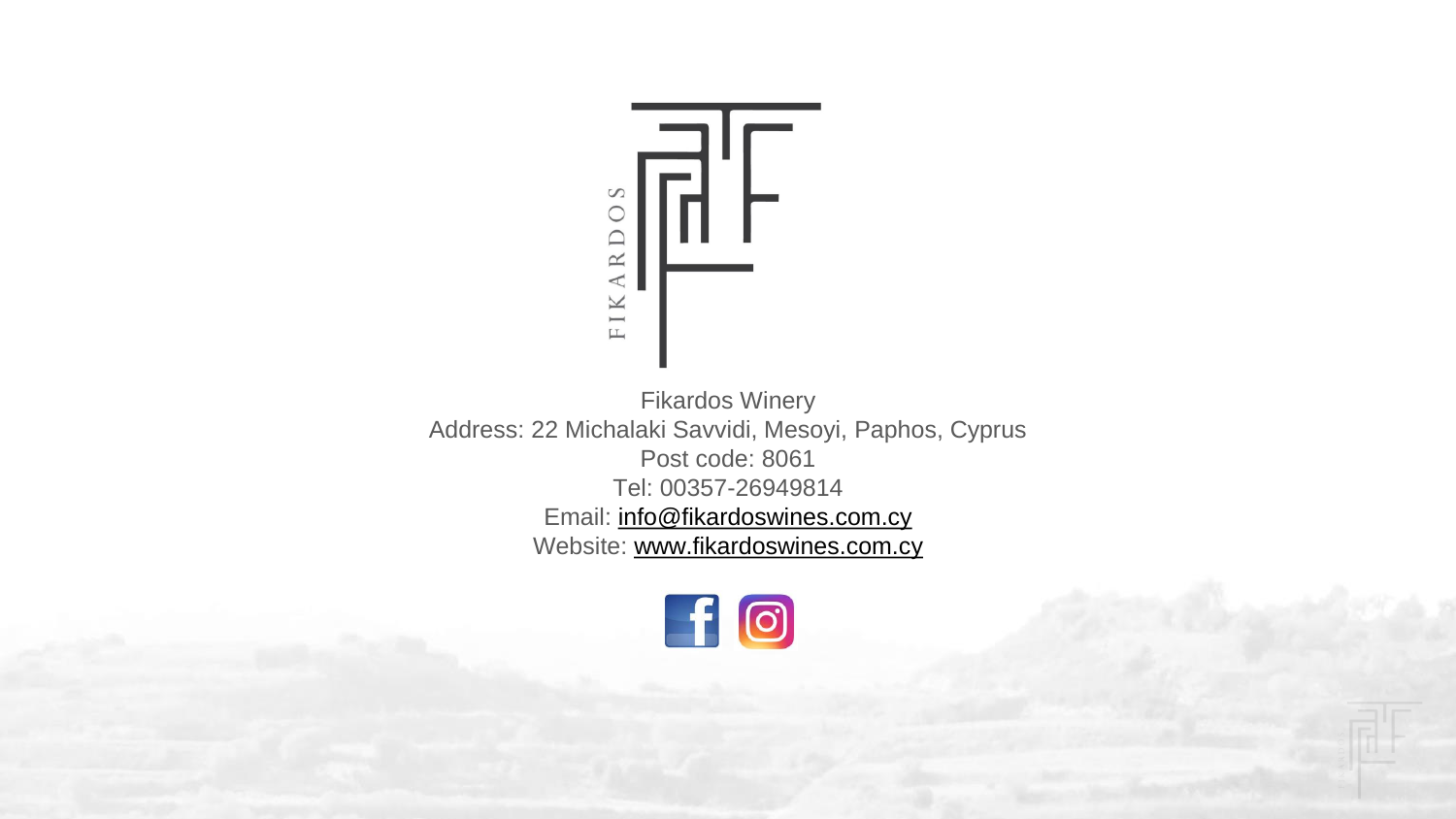FIKARDOS

Fikardos Winery

Address: 22 Michalaki Savvidi, Mesoyi, Paphos, Cyprus

Post code: 8061

Tel: 00357-26949814

Email: [info@fikardoswines.com.cy](mailto:info@fikardoswines.com.cy)

Website: [www.fikardoswines.com.cy](http://www.fikardoswines.com.cy)